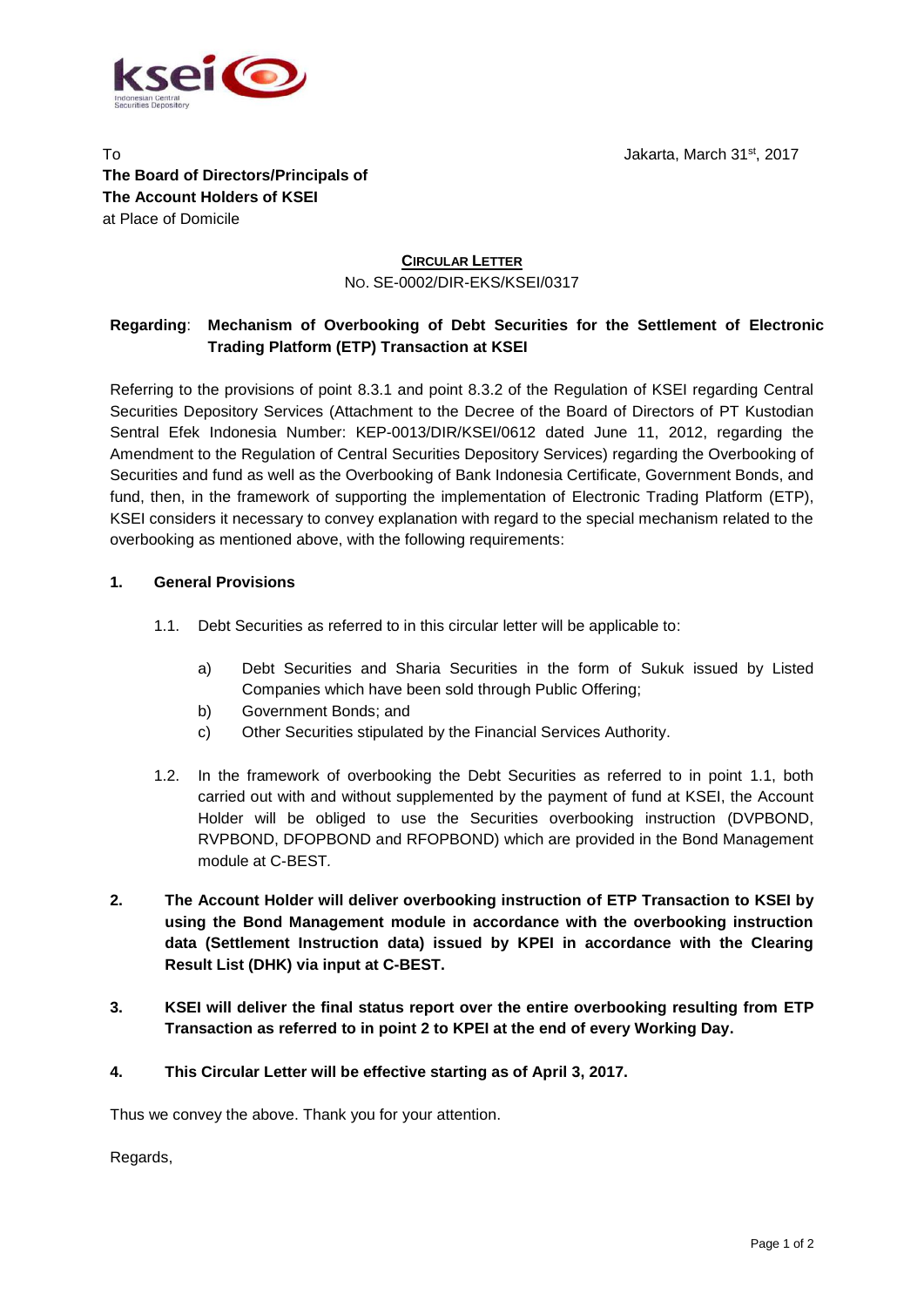To
**The Board of Directors/Principals of**
**The Account Holders of KSEI**
at Place of Domicile

Jakarta, March 31st, 2017

**CIRCULAR LETTER**
NO. SE-0002/DIR-EKS/KSEI/0317

**Regarding**: **Mechanism of Overbooking of Debt Securities for the Settlement of Electronic Trading Platform (ETP) Transaction at KSEI**

Referring to the provisions of point 8.3.1 and point 8.3.2 of the Regulation of KSEI regarding Central Securities Depository Services (Attachment to the Decree of the Board of Directors of PT Kustodian Sentral Efek Indonesia Number: KEP-0013/DIR/KSEI/0612 dated June 11, 2012, regarding the Amendment to the Regulation of Central Securities Depository Services) regarding the Overbooking of Securities and fund as well as the Overbooking of Bank Indonesia Certificate, Government Bonds, and fund, then, in the framework of supporting the implementation of Electronic Trading Platform (ETP), KSEI considers it necessary to convey explanation with regard to the special mechanism related to the overbooking as mentioned above, with the following requirements:

**1. General Provisions**

1.1. Debt Securities as referred to in this circular letter will be applicable to:

a) Debt Securities and Sharia Securities in the form of Sukuk issued by Listed Companies which have been sold through Public Offering;
b) Government Bonds; and
c) Other Securities stipulated by the Financial Services Authority.

1.2. In the framework of overbooking the Debt Securities as referred to in point 1.1, both carried out with and without supplemented by the payment of fund at KSEI, the Account Holder will be obliged to use the Securities overbooking instruction (DVPBOND, RVPBOND, DFOPBOND and RFOPBOND) which are provided in the Bond Management module at C-BEST.

**2. The Account Holder will deliver overbooking instruction of ETP Transaction to KSEI by using the Bond Management module in accordance with the overbooking instruction data (Settlement Instruction data) issued by KPEI in accordance with the Clearing Result List (DHK) via input at C-BEST.**

**3. KSEI will deliver the final status report over the entire overbooking resulting from ETP Transaction as referred to in point 2 to KPEI at the end of every Working Day.**

**4. This Circular Letter will be effective starting as of April 3, 2017.**

Thus we convey the above. Thank you for your attention.

Regards,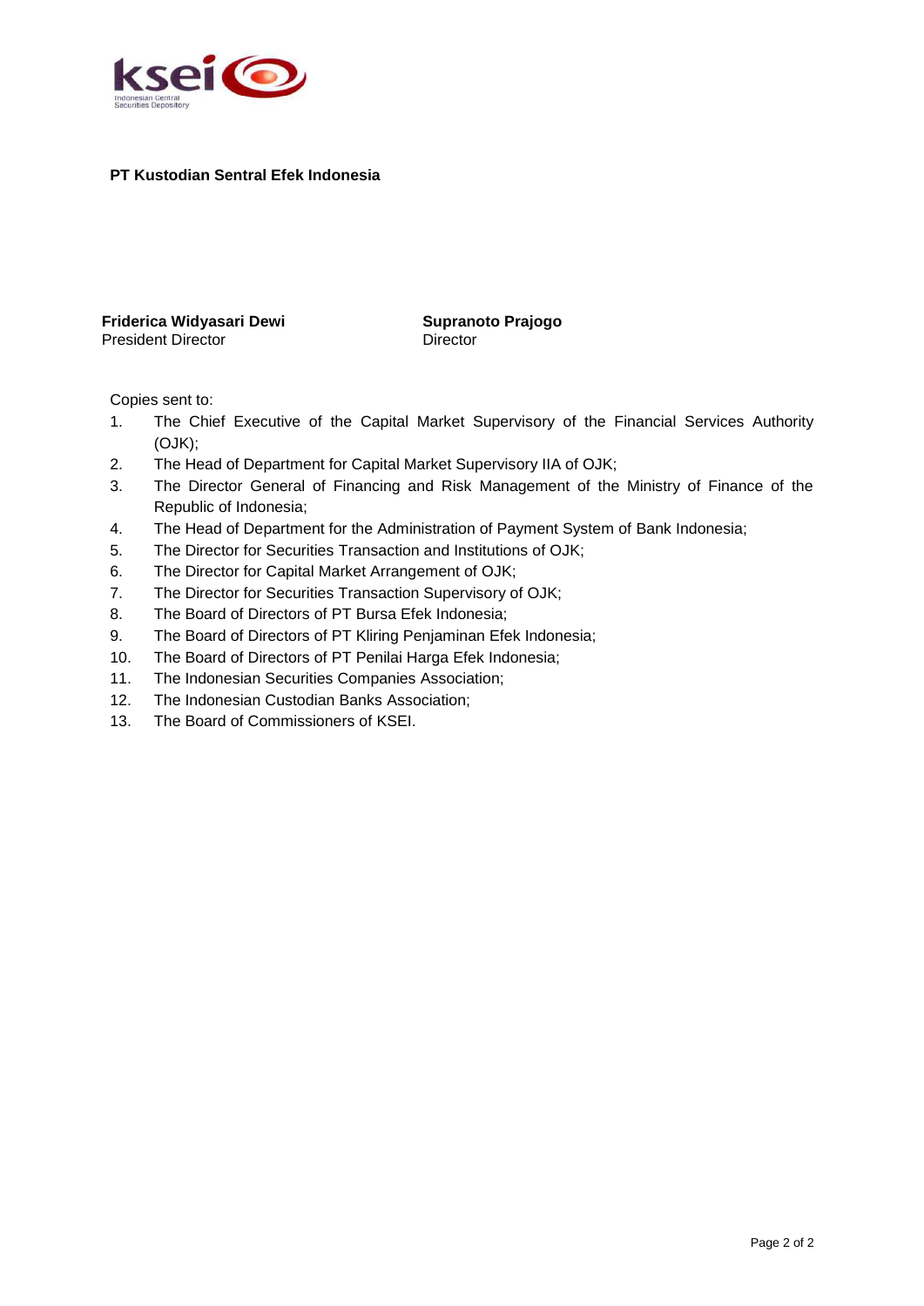**PT Kustodian Sentral Efek Indonesia**

**Friderica Widyasari Dewi**
President Director

**Supranoto Prajogo**
Director

Copies sent to:

1. The Chief Executive of the Capital Market Supervisory of the Financial Services Authority (OJK);
2. The Head of Department for Capital Market Supervisory IIA of OJK;
3. The Director General of Financing and Risk Management of the Ministry of Finance of the Republic of Indonesia;
4. The Head of Department for the Administration of Payment System of Bank Indonesia;
5. The Director for Securities Transaction and Institutions of OJK;
6. The Director for Capital Market Arrangement of OJK;
7. The Director for Securities Transaction Supervisory of OJK;
8. The Board of Directors of PT Bursa Efek Indonesia;
9. The Board of Directors of PT Kliring Penjaminan Efek Indonesia;
10. The Board of Directors of PT Penilai Harga Efek Indonesia;
11. The Indonesian Securities Companies Association;
12. The Indonesian Custodian Banks Association;
13. The Board of Commissioners of KSEI.